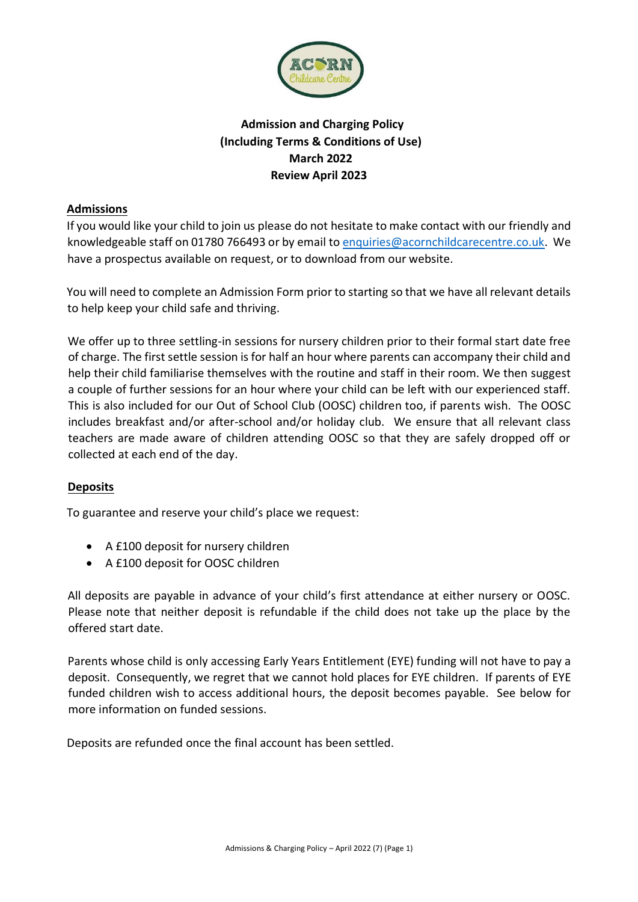# Admission and Charging Policy
## (Including Terms & Conditions of Use)
## March 2022
## Review April 2023

### Admissions

If you would like your child to join us please do not hesitate to make contact with our friendly and knowledgeable staff on 01780 766493 or by email to enquiries@acornchildcarecentre.co.uk. We have a prospectus available on request, or to download from our website.

You will need to complete an Admission Form prior to starting so that we have all relevant details to help keep your child safe and thriving.

We offer up to three settling-in sessions for nursery children prior to their formal start date free of charge. The first settle session is for half an hour where parents can accompany their child and help their child familiarise themselves with the routine and staff in their room. We then suggest a couple of further sessions for an hour where your child can be left with our experienced staff. This is also included for our Out of School Club (OOSC) children too, if parents wish. The OOSC includes breakfast and/or after-school and/or holiday club. We ensure that all relevant class teachers are made aware of children attending OOSC so that they are safely dropped off or collected at each end of the day.

### Deposits

To guarantee and reserve your child's place we request:

- A £100 deposit for nursery children
- A £100 deposit for OOSC children

All deposits are payable in advance of your child's first attendance at either nursery or OOSC. Please note that neither deposit is refundable if the child does not take up the place by the offered start date.

Parents whose child is only accessing Early Years Entitlement (EYE) funding will not have to pay a deposit. Consequently, we regret that we cannot hold places for EYE children. If parents of EYE funded children wish to access additional hours, the deposit becomes payable. See below for more information on funded sessions.

Deposits are refunded once the final account has been settled.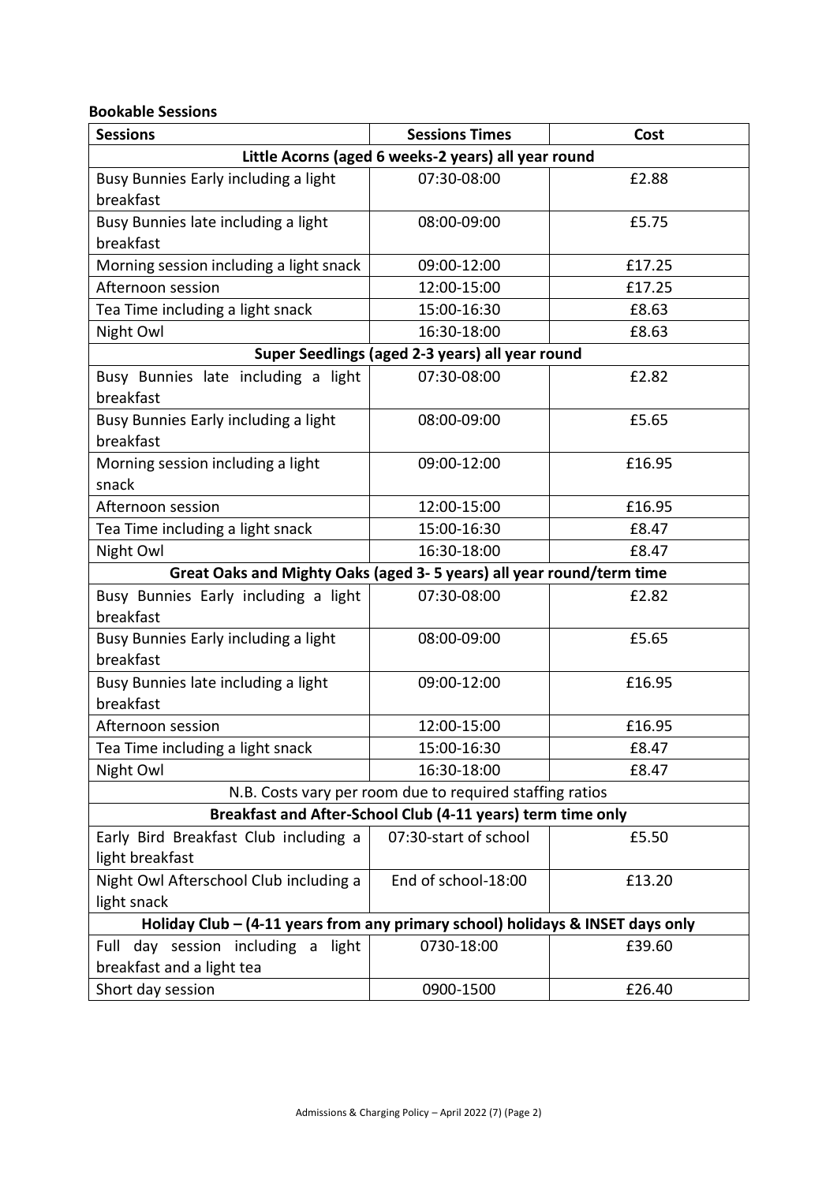**Bookable Sessions**

| Sessions | Sessions Times | Cost |
|---|---|---|
| **Little Acorns (aged 6 weeks-2 years) all year round** | | |
| Busy Bunnies Early including a light breakfast | 07:30-08:00 | £2.88 |
| Busy Bunnies late including a light breakfast | 08:00-09:00 | £5.75 |
| Morning session including a light snack | 09:00-12:00 | £17.25 |
| Afternoon session | 12:00-15:00 | £17.25 |
| Tea Time including a light snack | 15:00-16:30 | £8.63 |
| Night Owl | 16:30-18:00 | £8.63 |
| **Super Seedlings (aged 2-3 years) all year round** | | |
| Busy Bunnies late including a light breakfast | 07:30-08:00 | £2.82 |
| Busy Bunnies Early including a light breakfast | 08:00-09:00 | £5.65 |
| Morning session including a light snack | 09:00-12:00 | £16.95 |
| Afternoon session | 12:00-15:00 | £16.95 |
| Tea Time including a light snack | 15:00-16:30 | £8.47 |
| Night Owl | 16:30-18:00 | £8.47 |
| **Great Oaks and Mighty Oaks (aged 3- 5 years) all year round/term time** | | |
| Busy Bunnies Early including a light breakfast | 07:30-08:00 | £2.82 |
| Busy Bunnies Early including a light breakfast | 08:00-09:00 | £5.65 |
| Busy Bunnies late including a light breakfast | 09:00-12:00 | £16.95 |
| Afternoon session | 12:00-15:00 | £16.95 |
| Tea Time including a light snack | 15:00-16:30 | £8.47 |
| Night Owl | 16:30-18:00 | £8.47 |
| N.B. Costs vary per room due to required staffing ratios | | |
| **Breakfast and After-School Club (4-11 years) term time only** | | |
| Early Bird Breakfast Club including a light breakfast | 07:30-start of school | £5.50 |
| Night Owl Afterschool Club including a light snack | End of school-18:00 | £13.20 |
| **Holiday Club – (4-11 years from any primary school) holidays & INSET days only** | | |
| Full day session including a light breakfast and a light tea | 0730-18:00 | £39.60 |
| Short day session | 0900-1500 | £26.40 |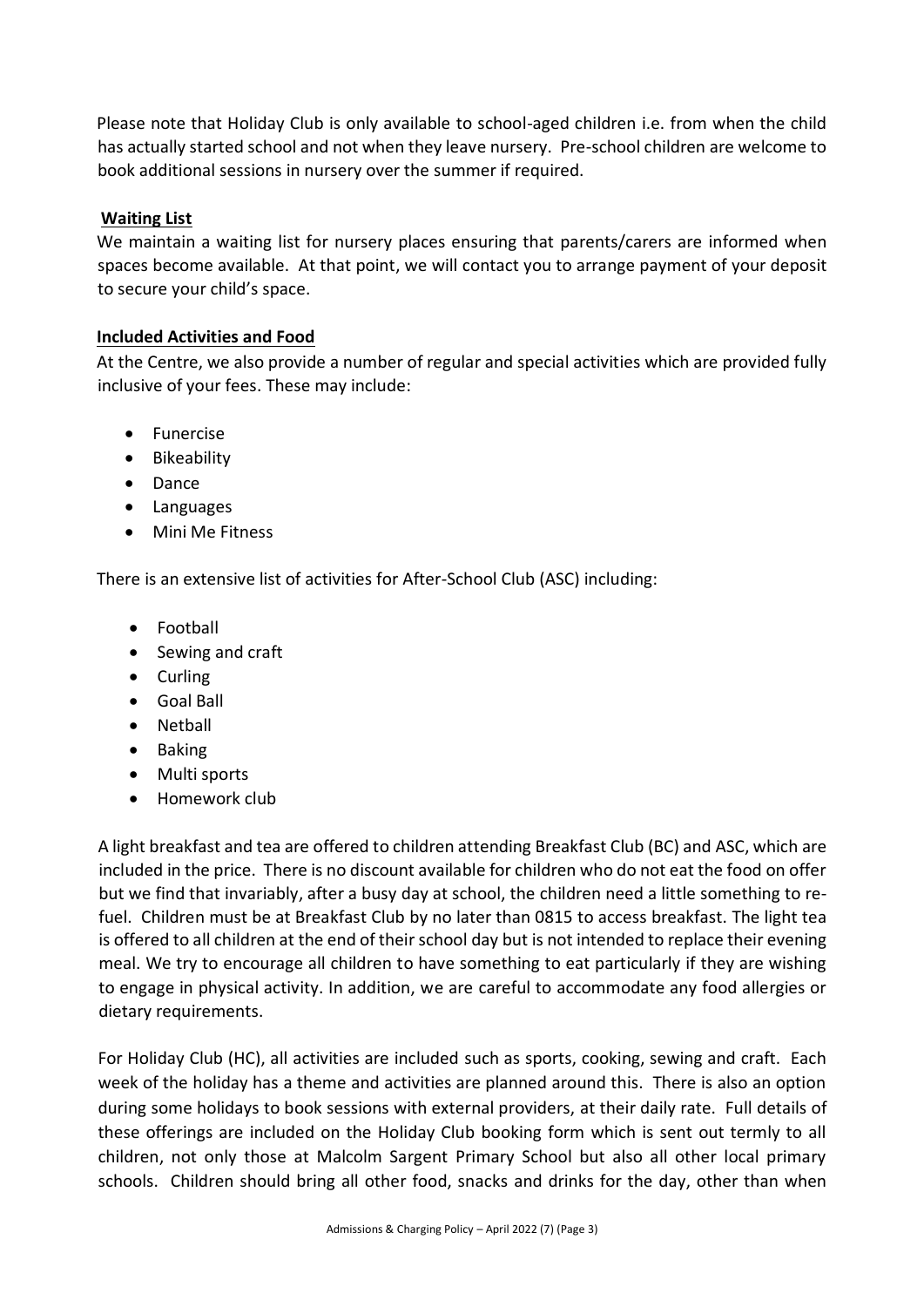Please note that Holiday Club is only available to school-aged children i.e. from when the child has actually started school and not when they leave nursery. Pre-school children are welcome to book additional sessions in nursery over the summer if required.

## Waiting List

We maintain a waiting list for nursery places ensuring that parents/carers are informed when spaces become available. At that point, we will contact you to arrange payment of your deposit to secure your child's space.

## Included Activities and Food

At the Centre, we also provide a number of regular and special activities which are provided fully inclusive of your fees. These may include:

- Funercise
- Bikeability
- Dance
- Languages
- Mini Me Fitness

There is an extensive list of activities for After-School Club (ASC) including:

- Football
- Sewing and craft
- Curling
- Goal Ball
- Netball
- Baking
- Multi sports
- Homework club

A light breakfast and tea are offered to children attending Breakfast Club (BC) and ASC, which are included in the price. There is no discount available for children who do not eat the food on offer but we find that invariably, after a busy day at school, the children need a little something to re-fuel. Children must be at Breakfast Club by no later than 0815 to access breakfast. The light tea is offered to all children at the end of their school day but is not intended to replace their evening meal. We try to encourage all children to have something to eat particularly if they are wishing to engage in physical activity. In addition, we are careful to accommodate any food allergies or dietary requirements.

For Holiday Club (HC), all activities are included such as sports, cooking, sewing and craft. Each week of the holiday has a theme and activities are planned around this. There is also an option during some holidays to book sessions with external providers, at their daily rate. Full details of these offerings are included on the Holiday Club booking form which is sent out termly to all children, not only those at Malcolm Sargent Primary School but also all other local primary schools. Children should bring all other food, snacks and drinks for the day, other than when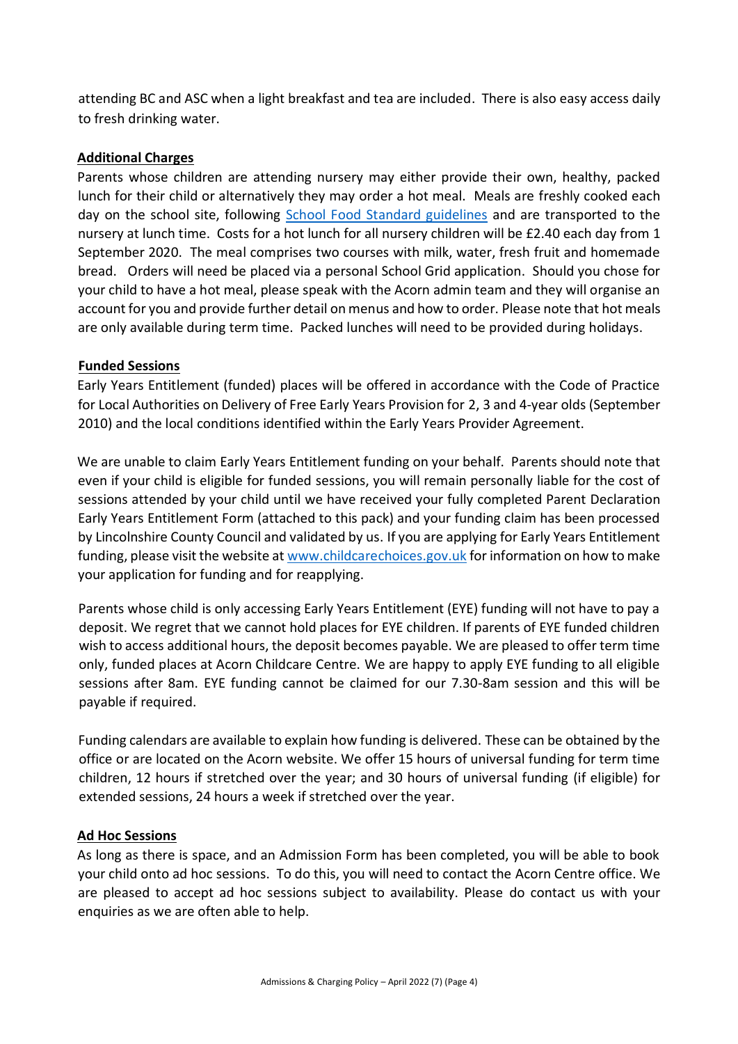attending BC and ASC when a light breakfast and tea are included. There is also easy access daily to fresh drinking water.

## Additional Charges

Parents whose children are attending nursery may either provide their own, healthy, packed lunch for their child or alternatively they may order a hot meal. Meals are freshly cooked each day on the school site, following [School Food Standard guidelines]() and are transported to the nursery at lunch time. Costs for a hot lunch for all nursery children will be £2.40 each day from 1 September 2020. The meal comprises two courses with milk, water, fresh fruit and homemade bread. Orders will need be placed via a personal School Grid application. Should you chose for your child to have a hot meal, please speak with the Acorn admin team and they will organise an account for you and provide further detail on menus and how to order. Please note that hot meals are only available during term time. Packed lunches will need to be provided during holidays.

## Funded Sessions

Early Years Entitlement (funded) places will be offered in accordance with the Code of Practice for Local Authorities on Delivery of Free Early Years Provision for 2, 3 and 4-year olds (September 2010) and the local conditions identified within the Early Years Provider Agreement.

We are unable to claim Early Years Entitlement funding on your behalf. Parents should note that even if your child is eligible for funded sessions, you will remain personally liable for the cost of sessions attended by your child until we have received your fully completed Parent Declaration Early Years Entitlement Form (attached to this pack) and your funding claim has been processed by Lincolnshire County Council and validated by us. If you are applying for Early Years Entitlement funding, please visit the website at [www.childcarechoices.gov.uk](http://www.childcarechoices.gov.uk) for information on how to make your application for funding and for reapplying.

Parents whose child is only accessing Early Years Entitlement (EYE) funding will not have to pay a deposit. We regret that we cannot hold places for EYE children. If parents of EYE funded children wish to access additional hours, the deposit becomes payable. We are pleased to offer term time only, funded places at Acorn Childcare Centre. We are happy to apply EYE funding to all eligible sessions after 8am. EYE funding cannot be claimed for our 7.30-8am session and this will be payable if required.

Funding calendars are available to explain how funding is delivered. These can be obtained by the office or are located on the Acorn website. We offer 15 hours of universal funding for term time children, 12 hours if stretched over the year; and 30 hours of universal funding (if eligible) for extended sessions, 24 hours a week if stretched over the year.

## Ad Hoc Sessions

As long as there is space, and an Admission Form has been completed, you will be able to book your child onto ad hoc sessions. To do this, you will need to contact the Acorn Centre office. We are pleased to accept ad hoc sessions subject to availability. Please do contact us with your enquiries as we are often able to help.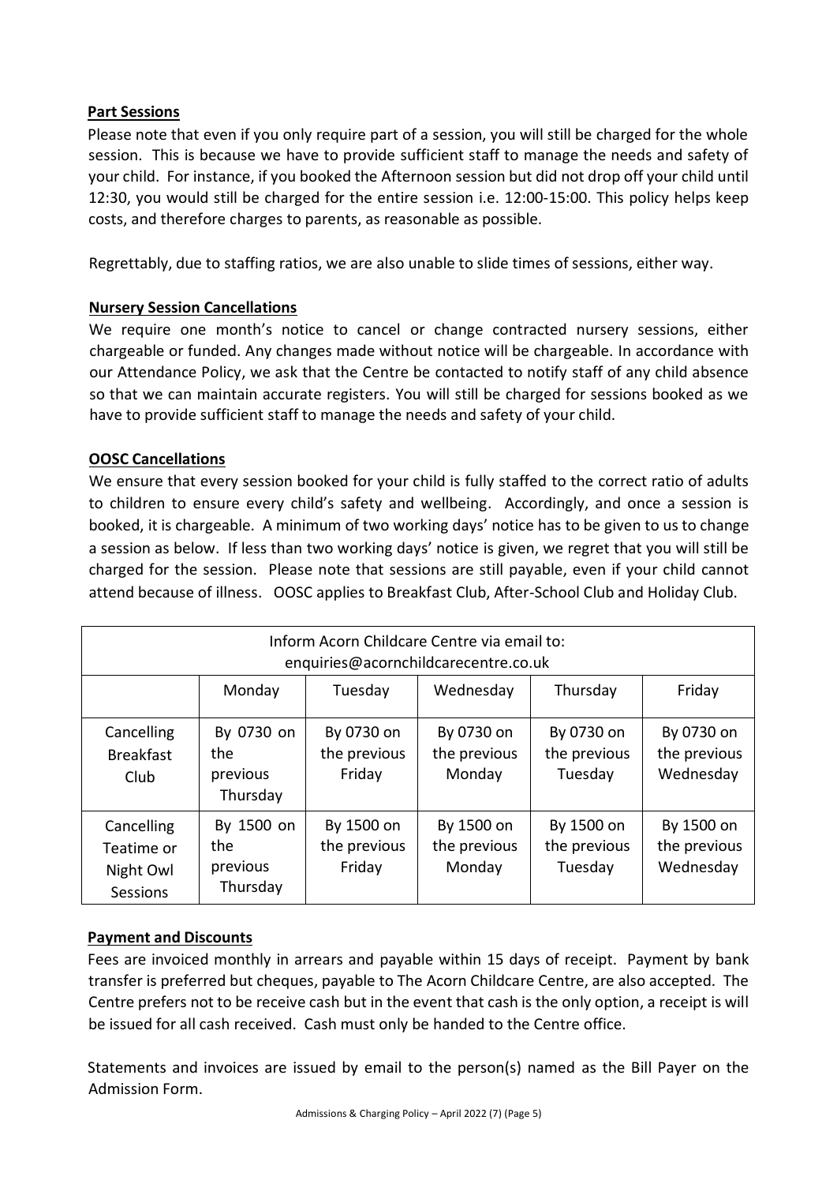**Part Sessions**

Please note that even if you only require part of a session, you will still be charged for the whole session. This is because we have to provide sufficient staff to manage the needs and safety of your child. For instance, if you booked the Afternoon session but did not drop off your child until 12:30, you would still be charged for the entire session i.e. 12:00-15:00. This policy helps keep costs, and therefore charges to parents, as reasonable as possible.

Regrettably, due to staffing ratios, we are also unable to slide times of sessions, either way.

**Nursery Session Cancellations**

We require one month's notice to cancel or change contracted nursery sessions, either chargeable or funded. Any changes made without notice will be chargeable. In accordance with our Attendance Policy, we ask that the Centre be contacted to notify staff of any child absence so that we can maintain accurate registers. You will still be charged for sessions booked as we have to provide sufficient staff to manage the needs and safety of your child.

**OOSC Cancellations**

We ensure that every session booked for your child is fully staffed to the correct ratio of adults to children to ensure every child's safety and wellbeing. Accordingly, and once a session is booked, it is chargeable. A minimum of two working days' notice has to be given to us to change a session as below. If less than two working days' notice is given, we regret that you will still be charged for the session. Please note that sessions are still payable, even if your child cannot attend because of illness. OOSC applies to Breakfast Club, After-School Club and Holiday Club.

| Inform Acorn Childcare Centre via email to: enquiries@acornchildcarecentre.co.uk | | | | | |
|---|---|---|---|---|---|
| | Monday | Tuesday | Wednesday | Thursday | Friday |
| Cancelling Breakfast Club | By 0730 on the previous Thursday | By 0730 on the previous Friday | By 0730 on the previous Monday | By 0730 on the previous Tuesday | By 0730 on the previous Wednesday |
| Cancelling Teatime or Night Owl Sessions | By 1500 on the previous Thursday | By 1500 on the previous Friday | By 1500 on the previous Monday | By 1500 on the previous Tuesday | By 1500 on the previous Wednesday |

**Payment and Discounts**

Fees are invoiced monthly in arrears and payable within 15 days of receipt. Payment by bank transfer is preferred but cheques, payable to The Acorn Childcare Centre, are also accepted. The Centre prefers not to be receive cash but in the event that cash is the only option, a receipt is will be issued for all cash received. Cash must only be handed to the Centre office.

Statements and invoices are issued by email to the person(s) named as the Bill Payer on the Admission Form.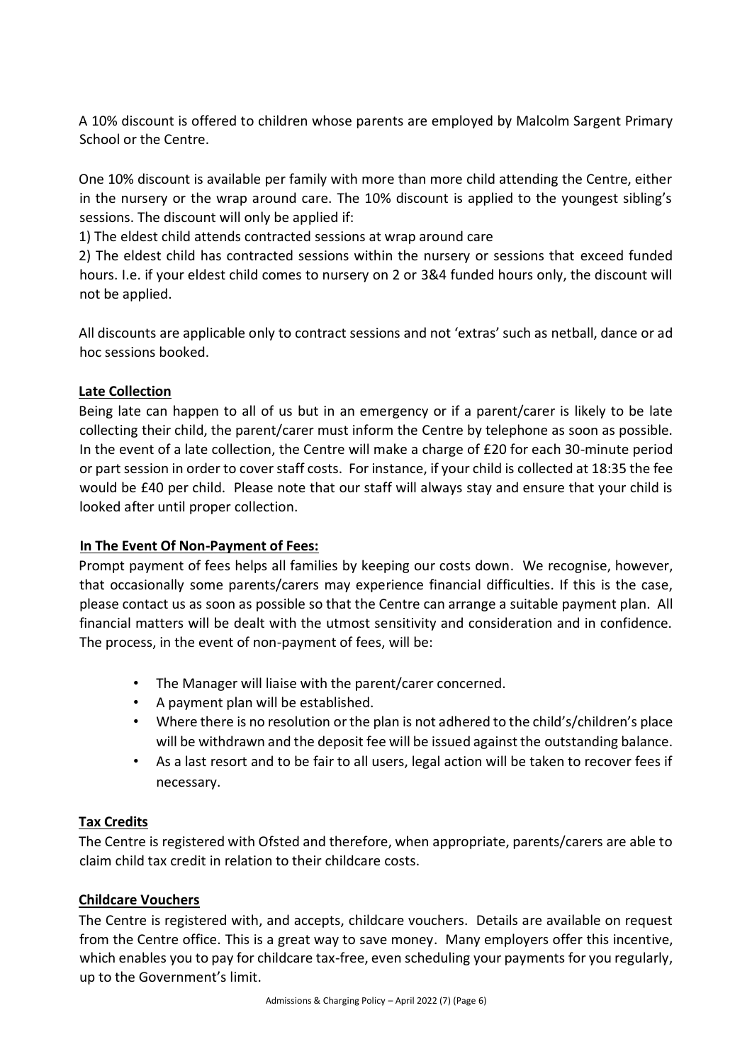A 10% discount is offered to children whose parents are employed by Malcolm Sargent Primary School or the Centre.

One 10% discount is available per family with more than more child attending the Centre, either in the nursery or the wrap around care. The 10% discount is applied to the youngest sibling's sessions. The discount will only be applied if:

1) The eldest child attends contracted sessions at wrap around care
2) The eldest child has contracted sessions within the nursery or sessions that exceed funded hours. I.e. if your eldest child comes to nursery on 2 or 3&4 funded hours only, the discount will not be applied.

All discounts are applicable only to contract sessions and not 'extras' such as netball, dance or ad hoc sessions booked.

**Late Collection**

Being late can happen to all of us but in an emergency or if a parent/carer is likely to be late collecting their child, the parent/carer must inform the Centre by telephone as soon as possible. In the event of a late collection, the Centre will make a charge of £20 for each 30-minute period or part session in order to cover staff costs. For instance, if your child is collected at 18:35 the fee would be £40 per child. Please note that our staff will always stay and ensure that your child is looked after until proper collection.

**In The Event Of Non-Payment of Fees:**

Prompt payment of fees helps all families by keeping our costs down. We recognise, however, that occasionally some parents/carers may experience financial difficulties. If this is the case, please contact us as soon as possible so that the Centre can arrange a suitable payment plan. All financial matters will be dealt with the utmost sensitivity and consideration and in confidence. The process, in the event of non-payment of fees, will be:

- The Manager will liaise with the parent/carer concerned.
- A payment plan will be established.
- Where there is no resolution or the plan is not adhered to the child's/children's place will be withdrawn and the deposit fee will be issued against the outstanding balance.
- As a last resort and to be fair to all users, legal action will be taken to recover fees if necessary.

**Tax Credits**

The Centre is registered with Ofsted and therefore, when appropriate, parents/carers are able to claim child tax credit in relation to their childcare costs.

**Childcare Vouchers**

The Centre is registered with, and accepts, childcare vouchers. Details are available on request from the Centre office. This is a great way to save money. Many employers offer this incentive, which enables you to pay for childcare tax-free, even scheduling your payments for you regularly, up to the Government's limit.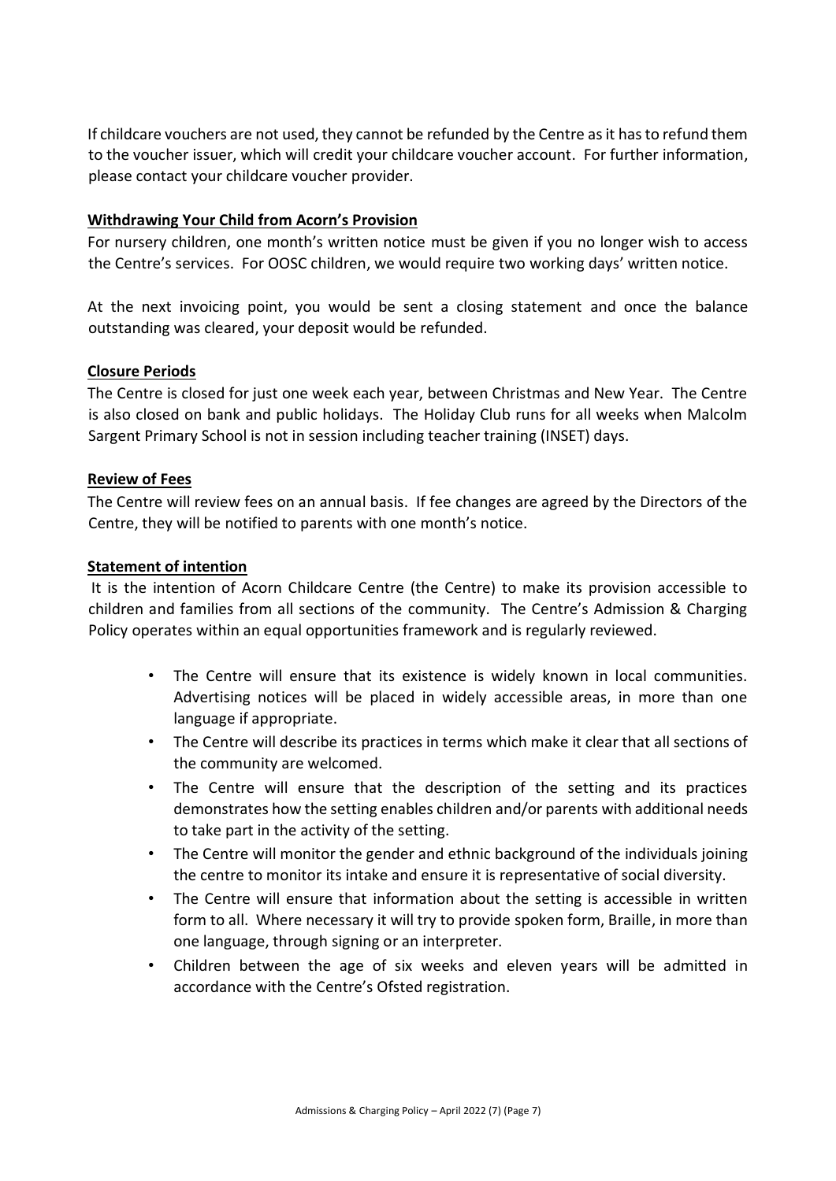If childcare vouchers are not used, they cannot be refunded by the Centre as it has to refund them to the voucher issuer, which will credit your childcare voucher account. For further information, please contact your childcare voucher provider.

## Withdrawing Your Child from Acorn's Provision

For nursery children, one month's written notice must be given if you no longer wish to access the Centre's services. For OOSC children, we would require two working days' written notice.

At the next invoicing point, you would be sent a closing statement and once the balance outstanding was cleared, your deposit would be refunded.

## Closure Periods

The Centre is closed for just one week each year, between Christmas and New Year. The Centre is also closed on bank and public holidays. The Holiday Club runs for all weeks when Malcolm Sargent Primary School is not in session including teacher training (INSET) days.

## Review of Fees

The Centre will review fees on an annual basis. If fee changes are agreed by the Directors of the Centre, they will be notified to parents with one month's notice.

## Statement of intention

It is the intention of Acorn Childcare Centre (the Centre) to make its provision accessible to children and families from all sections of the community. The Centre's Admission & Charging Policy operates within an equal opportunities framework and is regularly reviewed.

- The Centre will ensure that its existence is widely known in local communities. Advertising notices will be placed in widely accessible areas, in more than one language if appropriate.
- The Centre will describe its practices in terms which make it clear that all sections of the community are welcomed.
- The Centre will ensure that the description of the setting and its practices demonstrates how the setting enables children and/or parents with additional needs to take part in the activity of the setting.
- The Centre will monitor the gender and ethnic background of the individuals joining the centre to monitor its intake and ensure it is representative of social diversity.
- The Centre will ensure that information about the setting is accessible in written form to all. Where necessary it will try to provide spoken form, Braille, in more than one language, through signing or an interpreter.
- Children between the age of six weeks and eleven years will be admitted in accordance with the Centre's Ofsted registration.